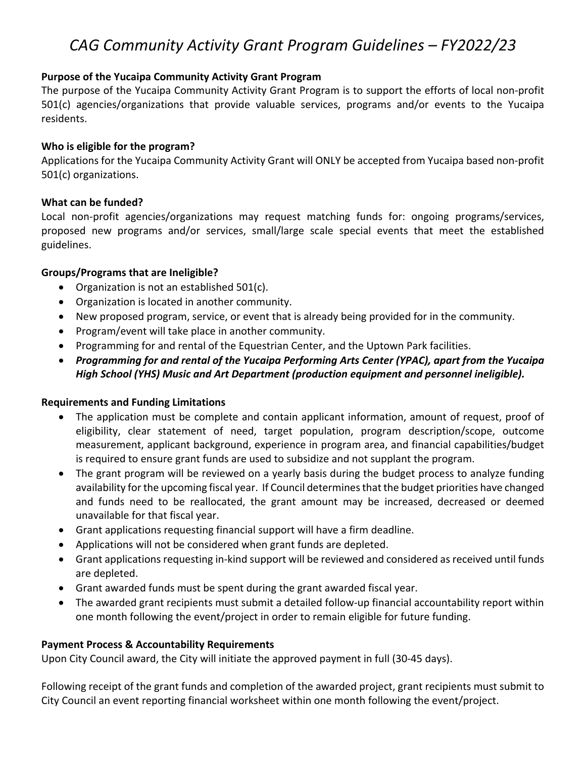# *CAG Community Activity Grant Program Guidelines – FY2022/23*

**Purpose of the Yucaipa Community Activity Grant Program**

The purpose of the Yucaipa Community Activity Grant Program is to support the efforts of local non-profit 501(c) agencies/organizations that provide valuable services, programs and/or events to the Yucaipa residents.

**Who is eligible for the program?**

Applications for the Yucaipa Community Activity Grant will ONLY be accepted from Yucaipa based non-profit 501(c) organizations.

**What can be funded?**

Local non-profit agencies/organizations may request matching funds for: ongoing programs/services, proposed new programs and/or services, small/large scale special events that meet the established guidelines.

**Groups/Programs that are Ineligible?**

- Organization is not an established 501(c).
- Organization is located in another community.
- New proposed program, service, or event that is already being provided for in the community.
- Program/event will take place in another community.
- Programming for and rental of the Equestrian Center, and the Uptown Park facilities.
- ***Programming for and rental of the Yucaipa Performing Arts Center (YPAC), apart from the Yucaipa High School (YHS) Music and Art Department (production equipment and personnel ineligible).***

**Requirements and Funding Limitations**

- The application must be complete and contain applicant information, amount of request, proof of eligibility, clear statement of need, target population, program description/scope, outcome measurement, applicant background, experience in program area, and financial capabilities/budget is required to ensure grant funds are used to subsidize and not supplant the program.
- The grant program will be reviewed on a yearly basis during the budget process to analyze funding availability for the upcoming fiscal year. If Council determines that the budget priorities have changed and funds need to be reallocated, the grant amount may be increased, decreased or deemed unavailable for that fiscal year.
- Grant applications requesting financial support will have a firm deadline.
- Applications will not be considered when grant funds are depleted.
- Grant applications requesting in-kind support will be reviewed and considered as received until funds are depleted.
- Grant awarded funds must be spent during the grant awarded fiscal year.
- The awarded grant recipients must submit a detailed follow-up financial accountability report within one month following the event/project in order to remain eligible for future funding.

**Payment Process & Accountability Requirements**

Upon City Council award, the City will initiate the approved payment in full (30-45 days).

Following receipt of the grant funds and completion of the awarded project, grant recipients must submit to City Council an event reporting financial worksheet within one month following the event/project.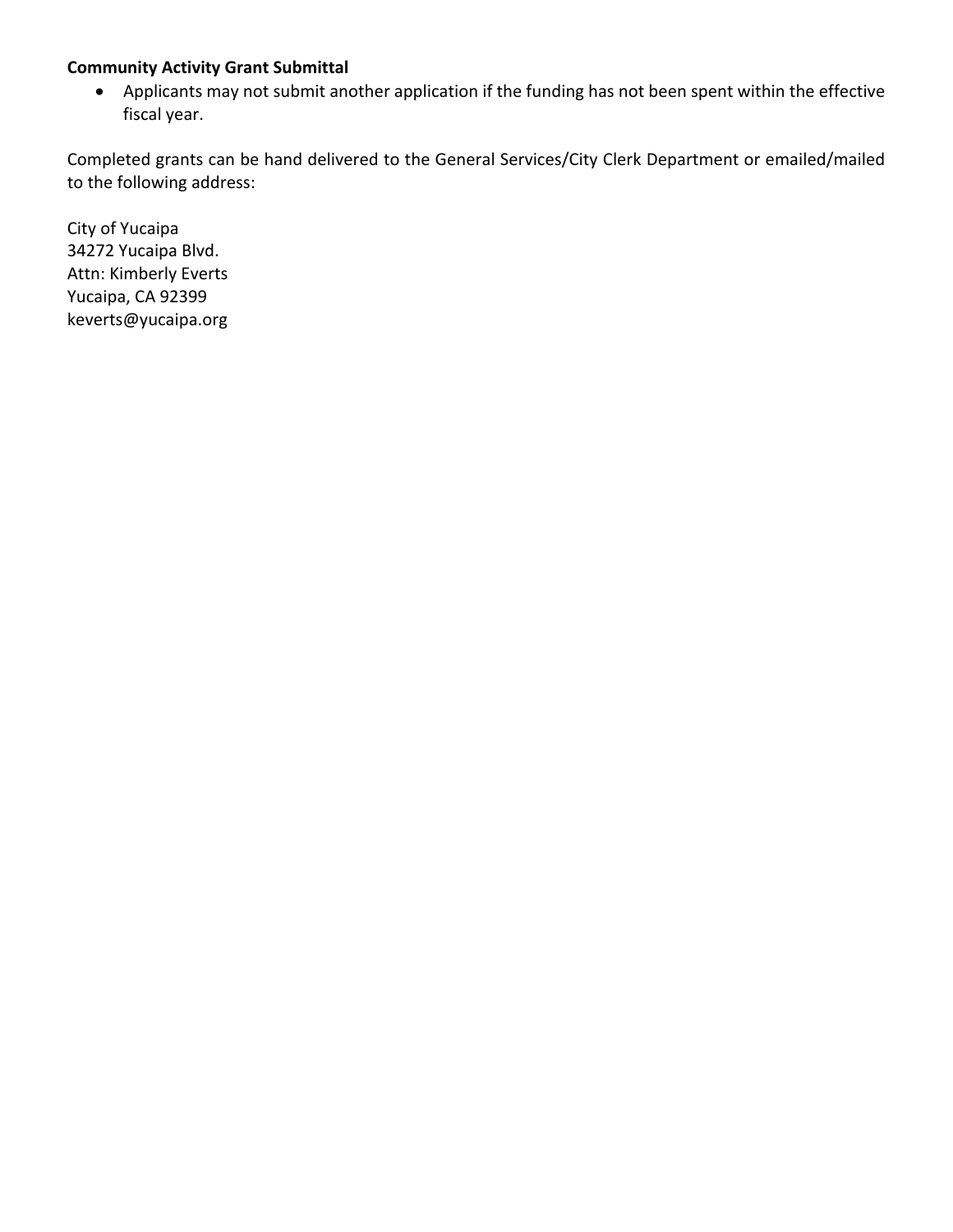**Community Activity Grant Submittal**

- Applicants may not submit another application if the funding has not been spent within the effective fiscal year.

Completed grants can be hand delivered to the General Services/City Clerk Department or emailed/mailed to the following address:

City of Yucaipa
34272 Yucaipa Blvd.
Attn: Kimberly Everts
Yucaipa, CA 92399
keverts@yucaipa.org